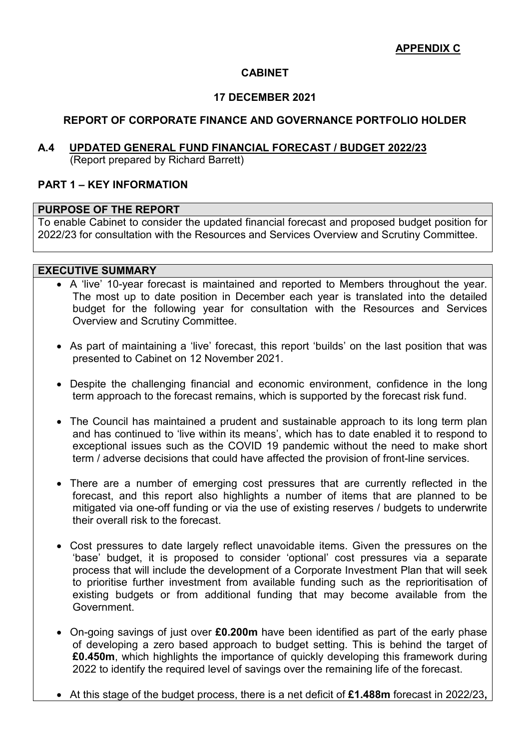**APPENDIX C**

**CABINET**

**17 DECEMBER 2021**

**REPORT OF CORPORATE FINANCE AND GOVERNANCE PORTFOLIO HOLDER**

## A.4 UPDATED GENERAL FUND FINANCIAL FORECAST / BUDGET 2022/23

(Report prepared by Richard Barrett)

## PART 1 – KEY INFORMATION

### PURPOSE OF THE REPORT

To enable Cabinet to consider the updated financial forecast and proposed budget position for 2022/23 for consultation with the Resources and Services Overview and Scrutiny Committee.

### EXECUTIVE SUMMARY

- A 'live' 10-year forecast is maintained and reported to Members throughout the year. The most up to date position in December each year is translated into the detailed budget for the following year for consultation with the Resources and Services Overview and Scrutiny Committee.
- As part of maintaining a 'live' forecast, this report 'builds' on the last position that was presented to Cabinet on 12 November 2021.
- Despite the challenging financial and economic environment, confidence in the long term approach to the forecast remains, which is supported by the forecast risk fund.
- The Council has maintained a prudent and sustainable approach to its long term plan and has continued to 'live within its means', which has to date enabled it to respond to exceptional issues such as the COVID 19 pandemic without the need to make short term / adverse decisions that could have affected the provision of front-line services.
- There are a number of emerging cost pressures that are currently reflected in the forecast, and this report also highlights a number of items that are planned to be mitigated via one-off funding or via the use of existing reserves / budgets to underwrite their overall risk to the forecast.
- Cost pressures to date largely reflect unavoidable items. Given the pressures on the 'base' budget, it is proposed to consider 'optional' cost pressures via a separate process that will include the development of a Corporate Investment Plan that will seek to prioritise further investment from available funding such as the reprioritisation of existing budgets or from additional funding that may become available from the Government.
- On-going savings of just over **£0.200m** have been identified as part of the early phase of developing a zero based approach to budget setting. This is behind the target of **£0.450m**, which highlights the importance of quickly developing this framework during 2022 to identify the required level of savings over the remaining life of the forecast.
- At this stage of the budget process, there is a net deficit of **£1.488m** forecast in 2022/23**,**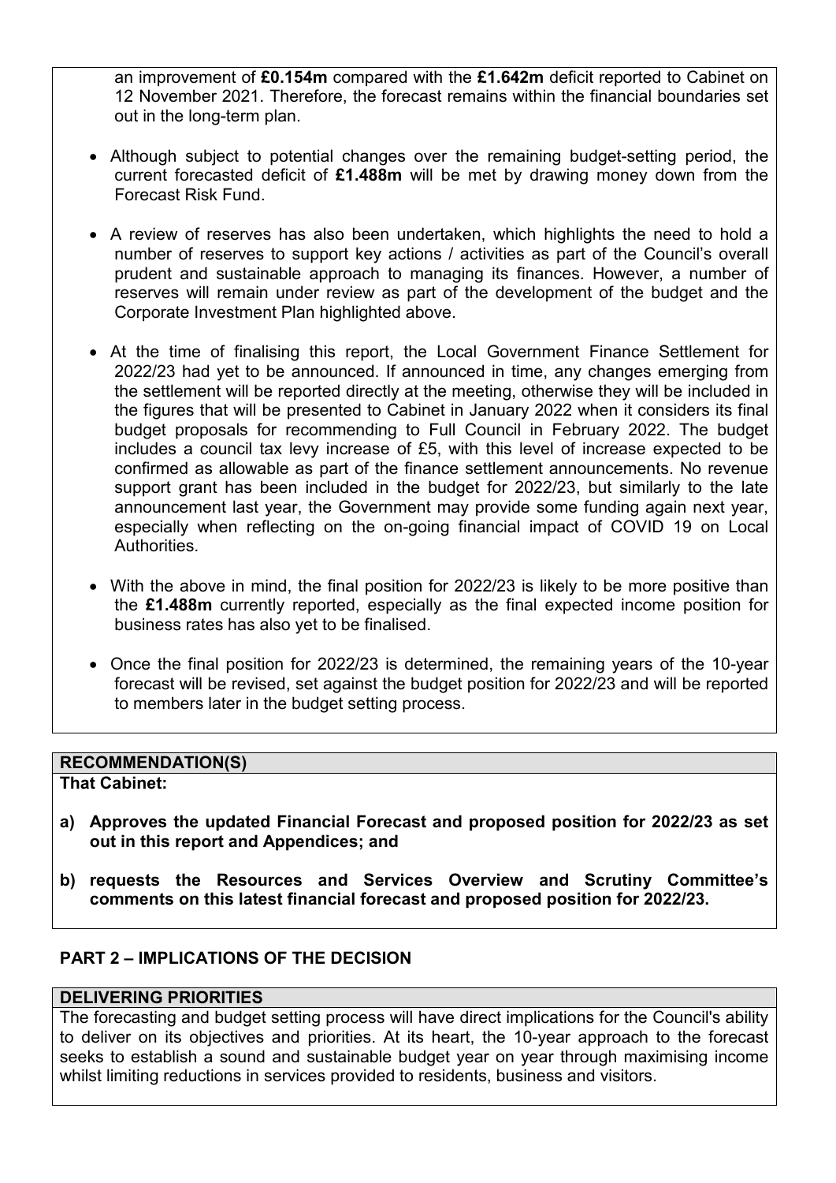an improvement of **£0.154m** compared with the **£1.642m** deficit reported to Cabinet on 12 November 2021. Therefore, the forecast remains within the financial boundaries set out in the long-term plan.

- Although subject to potential changes over the remaining budget-setting period, the current forecasted deficit of **£1.488m** will be met by drawing money down from the Forecast Risk Fund.

- A review of reserves has also been undertaken, which highlights the need to hold a number of reserves to support key actions / activities as part of the Council's overall prudent and sustainable approach to managing its finances. However, a number of reserves will remain under review as part of the development of the budget and the Corporate Investment Plan highlighted above.

- At the time of finalising this report, the Local Government Finance Settlement for 2022/23 had yet to be announced. If announced in time, any changes emerging from the settlement will be reported directly at the meeting, otherwise they will be included in the figures that will be presented to Cabinet in January 2022 when it considers its final budget proposals for recommending to Full Council in February 2022. The budget includes a council tax levy increase of £5, with this level of increase expected to be confirmed as allowable as part of the finance settlement announcements. No revenue support grant has been included in the budget for 2022/23, but similarly to the late announcement last year, the Government may provide some funding again next year, especially when reflecting on the on-going financial impact of COVID 19 on Local Authorities.

- With the above in mind, the final position for 2022/23 is likely to be more positive than the **£1.488m** currently reported, especially as the final expected income position for business rates has also yet to be finalised.

- Once the final position for 2022/23 is determined, the remaining years of the 10-year forecast will be revised, set against the budget position for 2022/23 and will be reported to members later in the budget setting process.

### RECOMMENDATION(S)

**That Cabinet:**

**a) Approves the updated Financial Forecast and proposed position for 2022/23 as set out in this report and Appendices; and**

**b) requests the Resources and Services Overview and Scrutiny Committee's comments on this latest financial forecast and proposed position for 2022/23.**

## PART 2 – IMPLICATIONS OF THE DECISION

### DELIVERING PRIORITIES

The forecasting and budget setting process will have direct implications for the Council's ability to deliver on its objectives and priorities. At its heart, the 10-year approach to the forecast seeks to establish a sound and sustainable budget year on year through maximising income whilst limiting reductions in services provided to residents, business and visitors.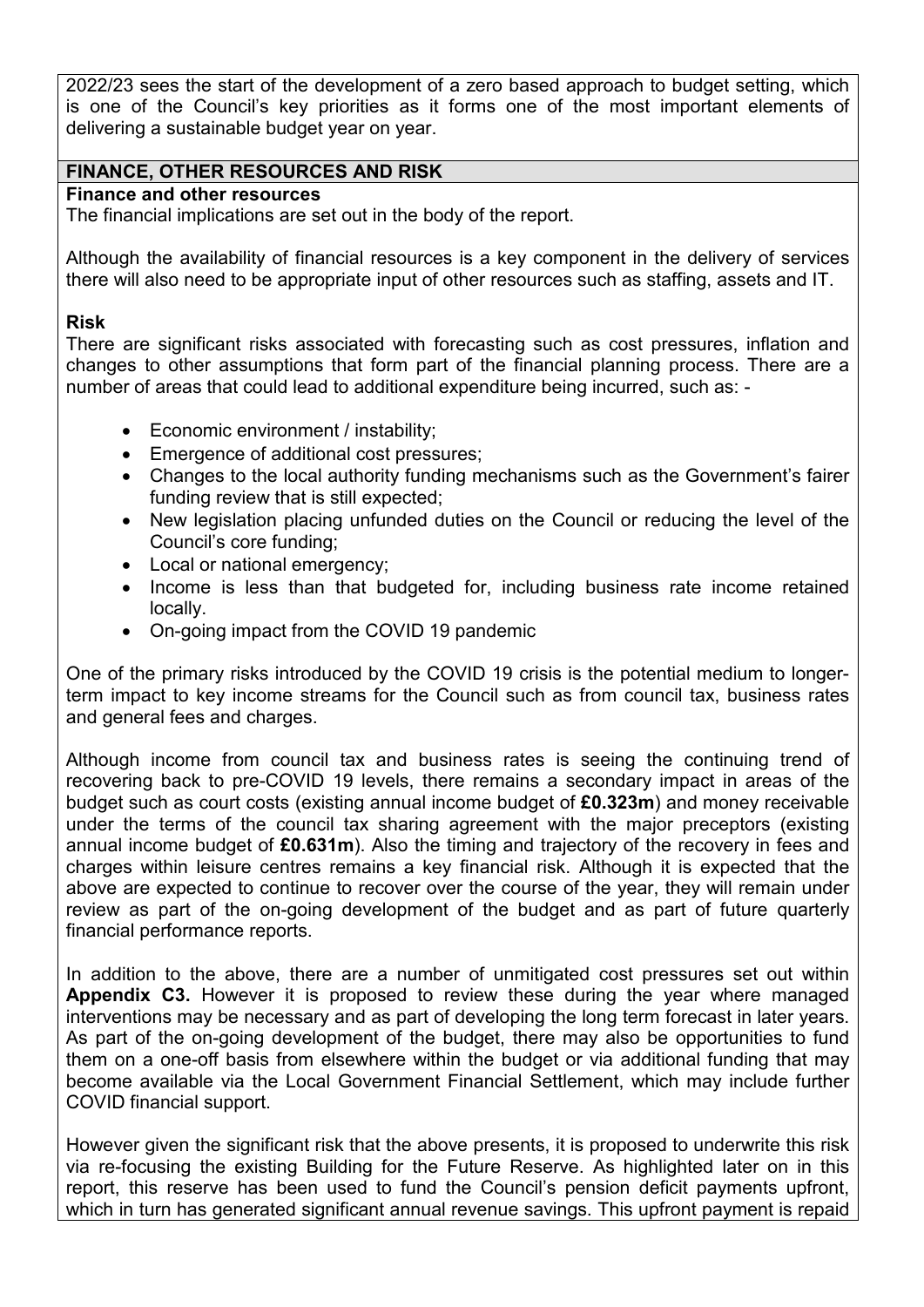2022/23 sees the start of the development of a zero based approach to budget setting, which is one of the Council's key priorities as it forms one of the most important elements of delivering a sustainable budget year on year.

## FINANCE, OTHER RESOURCES AND RISK

### Finance and other resources

The financial implications are set out in the body of the report.

Although the availability of financial resources is a key component in the delivery of services there will also need to be appropriate input of other resources such as staffing, assets and IT.

### Risk

There are significant risks associated with forecasting such as cost pressures, inflation and changes to other assumptions that form part of the financial planning process. There are a number of areas that could lead to additional expenditure being incurred, such as: -

- Economic environment / instability;
- Emergence of additional cost pressures;
- Changes to the local authority funding mechanisms such as the Government's fairer funding review that is still expected;
- New legislation placing unfunded duties on the Council or reducing the level of the Council's core funding;
- Local or national emergency;
- Income is less than that budgeted for, including business rate income retained locally.
- On-going impact from the COVID 19 pandemic

One of the primary risks introduced by the COVID 19 crisis is the potential medium to longer-term impact to key income streams for the Council such as from council tax, business rates and general fees and charges.

Although income from council tax and business rates is seeing the continuing trend of recovering back to pre-COVID 19 levels, there remains a secondary impact in areas of the budget such as court costs (existing annual income budget of **£0.323m**) and money receivable under the terms of the council tax sharing agreement with the major preceptors (existing annual income budget of **£0.631m**). Also the timing and trajectory of the recovery in fees and charges within leisure centres remains a key financial risk. Although it is expected that the above are expected to continue to recover over the course of the year, they will remain under review as part of the on-going development of the budget and as part of future quarterly financial performance reports.

In addition to the above, there are a number of unmitigated cost pressures set out within **Appendix C3.** However it is proposed to review these during the year where managed interventions may be necessary and as part of developing the long term forecast in later years. As part of the on-going development of the budget, there may also be opportunities to fund them on a one-off basis from elsewhere within the budget or via additional funding that may become available via the Local Government Financial Settlement, which may include further COVID financial support.

However given the significant risk that the above presents, it is proposed to underwrite this risk via re-focusing the existing Building for the Future Reserve. As highlighted later on in this report, this reserve has been used to fund the Council's pension deficit payments upfront, which in turn has generated significant annual revenue savings. This upfront payment is repaid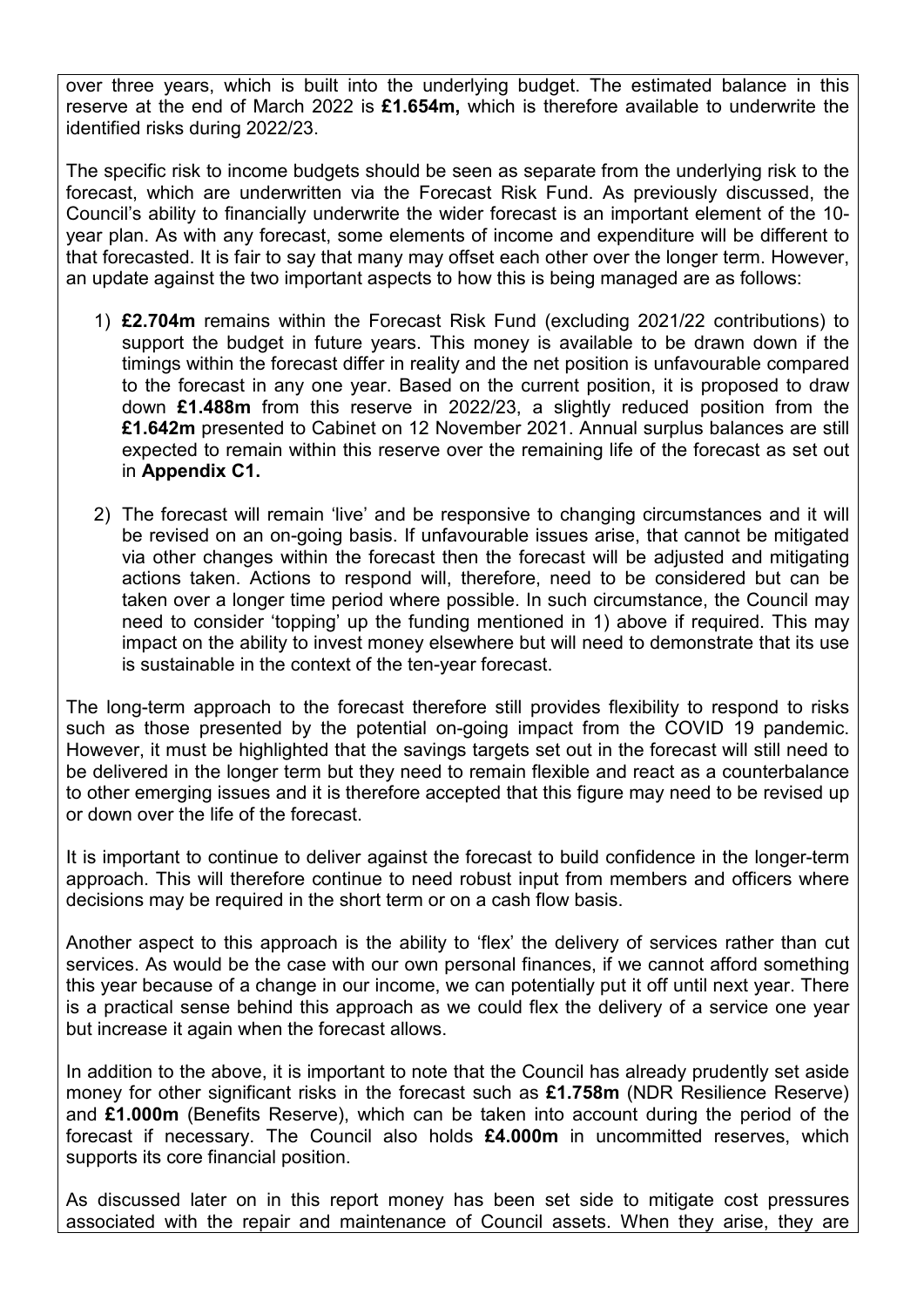over three years, which is built into the underlying budget. The estimated balance in this reserve at the end of March 2022 is **£1.654m,** which is therefore available to underwrite the identified risks during 2022/23.

The specific risk to income budgets should be seen as separate from the underlying risk to the forecast, which are underwritten via the Forecast Risk Fund. As previously discussed, the Council's ability to financially underwrite the wider forecast is an important element of the 10-year plan. As with any forecast, some elements of income and expenditure will be different to that forecasted. It is fair to say that many may offset each other over the longer term. However, an update against the two important aspects to how this is being managed are as follows:

1) **£2.704m** remains within the Forecast Risk Fund (excluding 2021/22 contributions) to support the budget in future years. This money is available to be drawn down if the timings within the forecast differ in reality and the net position is unfavourable compared to the forecast in any one year. Based on the current position, it is proposed to draw down **£1.488m** from this reserve in 2022/23, a slightly reduced position from the **£1.642m** presented to Cabinet on 12 November 2021. Annual surplus balances are still expected to remain within this reserve over the remaining life of the forecast as set out in **Appendix C1.**

2) The forecast will remain 'live' and be responsive to changing circumstances and it will be revised on an on-going basis. If unfavourable issues arise, that cannot be mitigated via other changes within the forecast then the forecast will be adjusted and mitigating actions taken. Actions to respond will, therefore, need to be considered but can be taken over a longer time period where possible. In such circumstance, the Council may need to consider 'topping' up the funding mentioned in 1) above if required. This may impact on the ability to invest money elsewhere but will need to demonstrate that its use is sustainable in the context of the ten-year forecast.

The long-term approach to the forecast therefore still provides flexibility to respond to risks such as those presented by the potential on-going impact from the COVID 19 pandemic. However, it must be highlighted that the savings targets set out in the forecast will still need to be delivered in the longer term but they need to remain flexible and react as a counterbalance to other emerging issues and it is therefore accepted that this figure may need to be revised up or down over the life of the forecast.

It is important to continue to deliver against the forecast to build confidence in the longer-term approach. This will therefore continue to need robust input from members and officers where decisions may be required in the short term or on a cash flow basis.

Another aspect to this approach is the ability to 'flex' the delivery of services rather than cut services. As would be the case with our own personal finances, if we cannot afford something this year because of a change in our income, we can potentially put it off until next year. There is a practical sense behind this approach as we could flex the delivery of a service one year but increase it again when the forecast allows.

In addition to the above, it is important to note that the Council has already prudently set aside money for other significant risks in the forecast such as **£1.758m** (NDR Resilience Reserve) and **£1.000m** (Benefits Reserve), which can be taken into account during the period of the forecast if necessary. The Council also holds **£4.000m** in uncommitted reserves, which supports its core financial position.

As discussed later on in this report money has been set side to mitigate cost pressures associated with the repair and maintenance of Council assets. When they arise, they are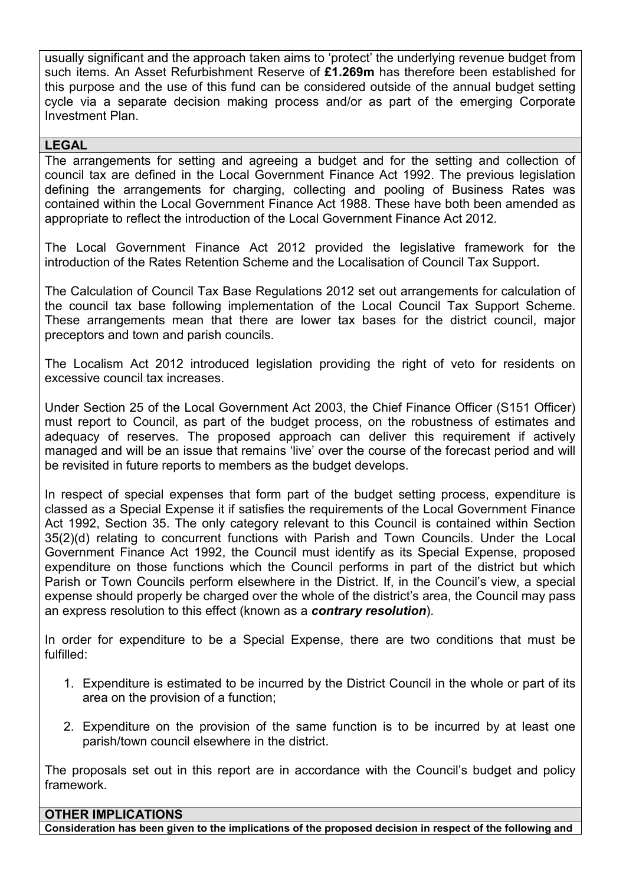usually significant and the approach taken aims to 'protect' the underlying revenue budget from such items. An Asset Refurbishment Reserve of **£1.269m** has therefore been established for this purpose and the use of this fund can be considered outside of the annual budget setting cycle via a separate decision making process and/or as part of the emerging Corporate Investment Plan.

## LEGAL

The arrangements for setting and agreeing a budget and for the setting and collection of council tax are defined in the Local Government Finance Act 1992. The previous legislation defining the arrangements for charging, collecting and pooling of Business Rates was contained within the Local Government Finance Act 1988. These have both been amended as appropriate to reflect the introduction of the Local Government Finance Act 2012.

The Local Government Finance Act 2012 provided the legislative framework for the introduction of the Rates Retention Scheme and the Localisation of Council Tax Support.

The Calculation of Council Tax Base Regulations 2012 set out arrangements for calculation of the council tax base following implementation of the Local Council Tax Support Scheme. These arrangements mean that there are lower tax bases for the district council, major preceptors and town and parish councils.

The Localism Act 2012 introduced legislation providing the right of veto for residents on excessive council tax increases.

Under Section 25 of the Local Government Act 2003, the Chief Finance Officer (S151 Officer) must report to Council, as part of the budget process, on the robustness of estimates and adequacy of reserves. The proposed approach can deliver this requirement if actively managed and will be an issue that remains 'live' over the course of the forecast period and will be revisited in future reports to members as the budget develops.

In respect of special expenses that form part of the budget setting process, expenditure is classed as a Special Expense it if satisfies the requirements of the Local Government Finance Act 1992, Section 35. The only category relevant to this Council is contained within Section 35(2)(d) relating to concurrent functions with Parish and Town Councils. Under the Local Government Finance Act 1992, the Council must identify as its Special Expense, proposed expenditure on those functions which the Council performs in part of the district but which Parish or Town Councils perform elsewhere in the District. If, in the Council's view, a special expense should properly be charged over the whole of the district's area, the Council may pass an express resolution to this effect (known as a ***contrary resolution***).

In order for expenditure to be a Special Expense, there are two conditions that must be fulfilled:

1. Expenditure is estimated to be incurred by the District Council in the whole or part of its area on the provision of a function;

2. Expenditure on the provision of the same function is to be incurred by at least one parish/town council elsewhere in the district.

The proposals set out in this report are in accordance with the Council's budget and policy framework.

## OTHER IMPLICATIONS

**Consideration has been given to the implications of the proposed decision in respect of the following and**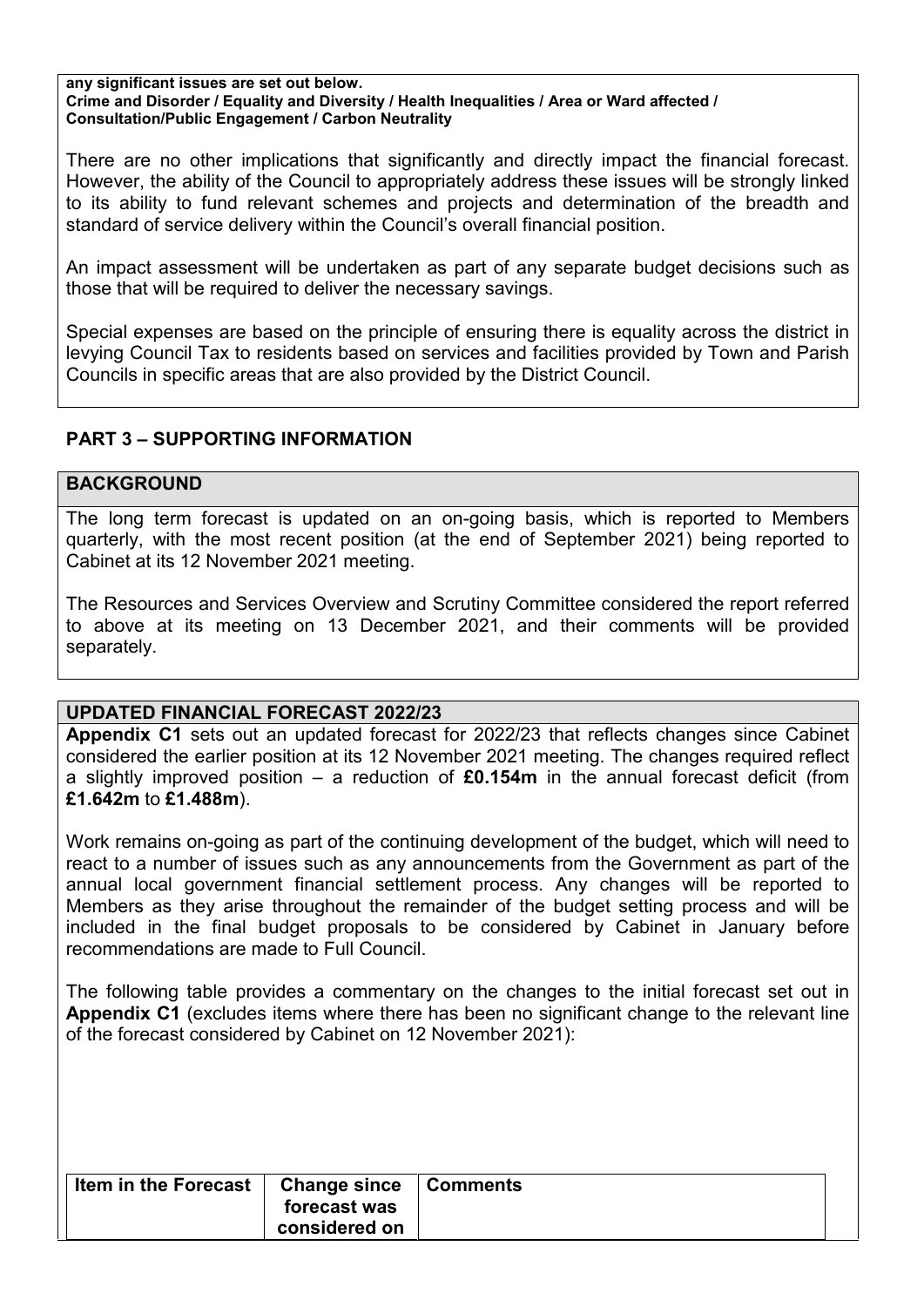**any significant issues are set out below.**
**Crime and Disorder / Equality and Diversity / Health Inequalities / Area or Ward affected / Consultation/Public Engagement / Carbon Neutrality**

There are no other implications that significantly and directly impact the financial forecast. However, the ability of the Council to appropriately address these issues will be strongly linked to its ability to fund relevant schemes and projects and determination of the breadth and standard of service delivery within the Council's overall financial position.

An impact assessment will be undertaken as part of any separate budget decisions such as those that will be required to deliver the necessary savings.

Special expenses are based on the principle of ensuring there is equality across the district in levying Council Tax to residents based on services and facilities provided by Town and Parish Councils in specific areas that are also provided by the District Council.

## PART 3 – SUPPORTING INFORMATION

### BACKGROUND

The long term forecast is updated on an on-going basis, which is reported to Members quarterly, with the most recent position (at the end of September 2021) being reported to Cabinet at its 12 November 2021 meeting.

The Resources and Services Overview and Scrutiny Committee considered the report referred to above at its meeting on 13 December 2021, and their comments will be provided separately.

### UPDATED FINANCIAL FORECAST 2022/23

**Appendix C1** sets out an updated forecast for 2022/23 that reflects changes since Cabinet considered the earlier position at its 12 November 2021 meeting. The changes required reflect a slightly improved position – a reduction of **£0.154m** in the annual forecast deficit (from **£1.642m** to **£1.488m**).

Work remains on-going as part of the continuing development of the budget, which will need to react to a number of issues such as any announcements from the Government as part of the annual local government financial settlement process. Any changes will be reported to Members as they arise throughout the remainder of the budget setting process and will be included in the final budget proposals to be considered by Cabinet in January before recommendations are made to Full Council.

The following table provides a commentary on the changes to the initial forecast set out in **Appendix C1** (excludes items where there has been no significant change to the relevant line of the forecast considered by Cabinet on 12 November 2021):

| Item in the Forecast | Change since forecast was considered on | Comments |
|---|---|---|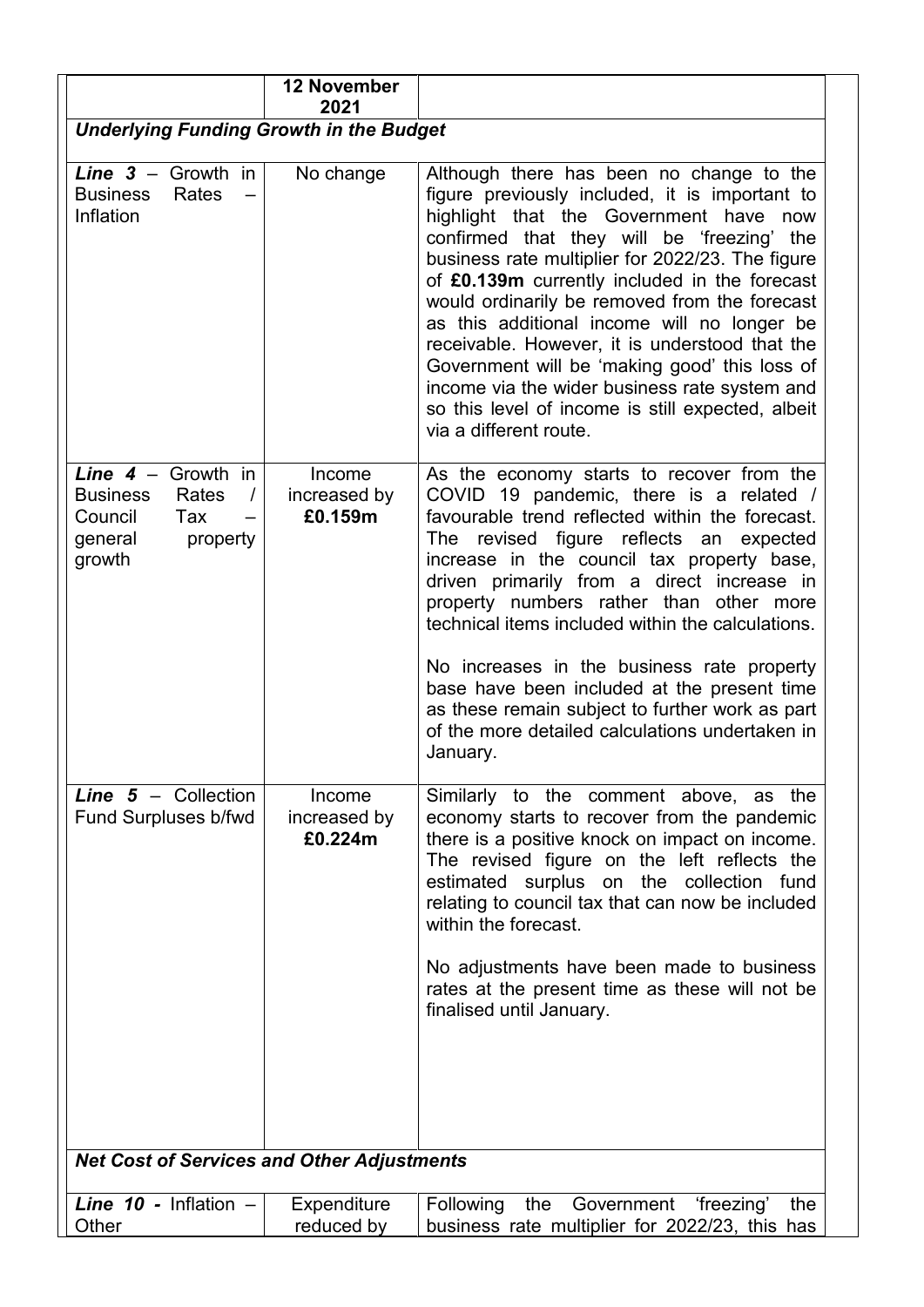| | 12 November 2021 | |
|---|---|---|
| ***Underlying Funding Growth in the Budget*** | | |
| ***Line 3*** – Growth in Business Rates – Inflation | No change | Although there has been no change to the figure previously included, it is important to highlight that the Government have now confirmed that they will be 'freezing' the business rate multiplier for 2022/23. The figure of **£0.139m** currently included in the forecast would ordinarily be removed from the forecast as this additional income will no longer be receivable. However, it is understood that the Government will be 'making good' this loss of income via the wider business rate system and so this level of income is still expected, albeit via a different route. |
| ***Line 4*** – Growth in Business Rates / Council Tax – general property growth | Income increased by **£0.159m** | As the economy starts to recover from the COVID 19 pandemic, there is a related / favourable trend reflected within the forecast. The revised figure reflects an expected increase in the council tax property base, driven primarily from a direct increase in property numbers rather than other more technical items included within the calculations.<br><br>No increases in the business rate property base have been included at the present time as these remain subject to further work as part of the more detailed calculations undertaken in January. |
| ***Line 5*** – Collection Fund Surpluses b/fwd | Income increased by **£0.224m** | Similarly to the comment above, as the economy starts to recover from the pandemic there is a positive knock on impact on income. The revised figure on the left reflects the estimated surplus on the collection fund relating to council tax that can now be included within the forecast.<br><br>No adjustments have been made to business rates at the present time as these will not be finalised until January. |
| ***Net Cost of Services and Other Adjustments*** | | |
| ***Line 10 -*** Inflation – Other | Expenditure reduced by | Following the Government 'freezing' the business rate multiplier for 2022/23, this has |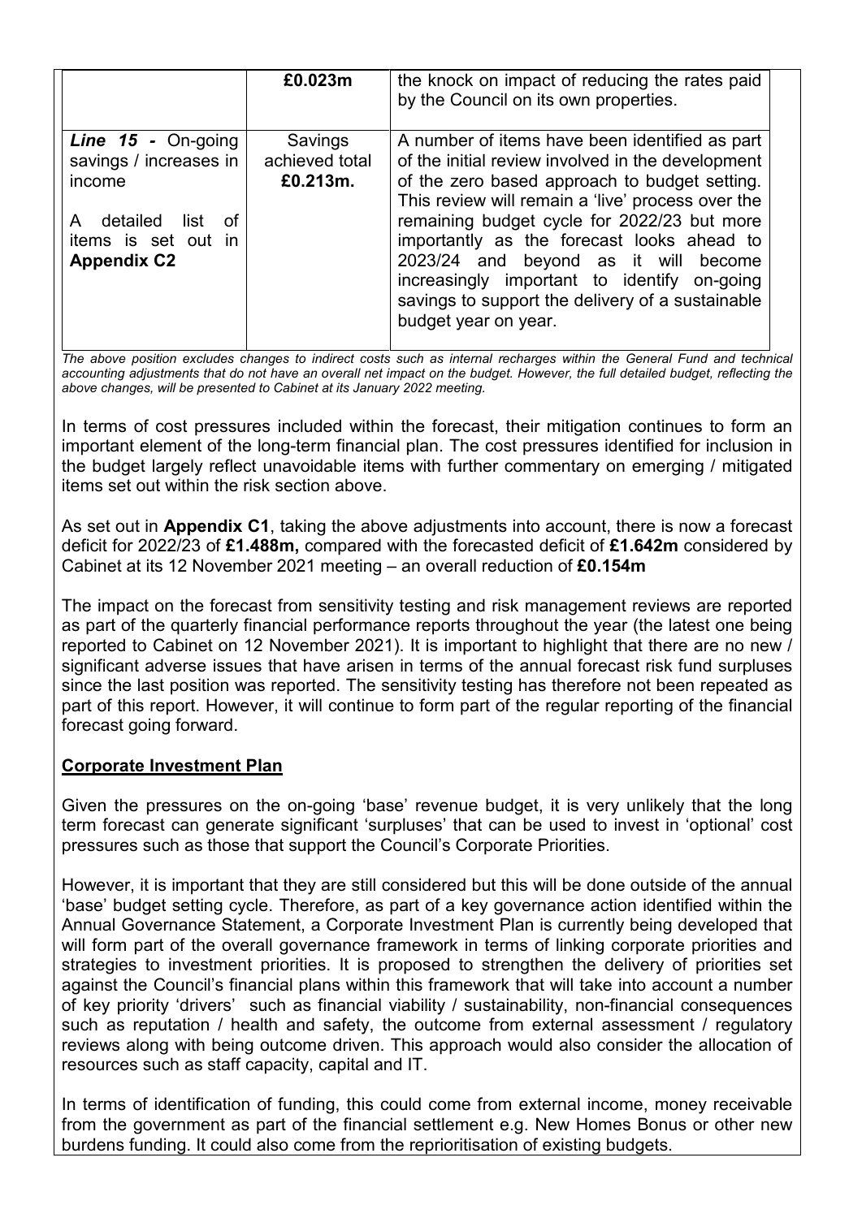|  | £0.023m | the knock on impact of reducing the rates paid by the Council on its own properties. |
|---|---|---|
| ***Line 15*** ***-*** On-going savings / increases in income<br><br>A detailed list of items is set out in **Appendix C2** | Savings achieved total **£0.213m.** | A number of items have been identified as part of the initial review involved in the development of the zero based approach to budget setting. This review will remain a 'live' process over the remaining budget cycle for 2022/23 but more importantly as the forecast looks ahead to 2023/24 and beyond as it will become increasingly important to identify on-going savings to support the delivery of a sustainable budget year on year. |

*The above position excludes changes to indirect costs such as internal recharges within the General Fund and technical accounting adjustments that do not have an overall net impact on the budget. However, the full detailed budget, reflecting the above changes, will be presented to Cabinet at its January 2022 meeting.*

In terms of cost pressures included within the forecast, their mitigation continues to form an important element of the long-term financial plan. The cost pressures identified for inclusion in the budget largely reflect unavoidable items with further commentary on emerging / mitigated items set out within the risk section above.

As set out in **Appendix C1**, taking the above adjustments into account, there is now a forecast deficit for 2022/23 of **£1.488m,** compared with the forecasted deficit of **£1.642m** considered by Cabinet at its 12 November 2021 meeting – an overall reduction of **£0.154m**

The impact on the forecast from sensitivity testing and risk management reviews are reported as part of the quarterly financial performance reports throughout the year (the latest one being reported to Cabinet on 12 November 2021). It is important to highlight that there are no new / significant adverse issues that have arisen in terms of the annual forecast risk fund surpluses since the last position was reported. The sensitivity testing has therefore not been repeated as part of this report. However, it will continue to form part of the regular reporting of the financial forecast going forward.

**Corporate Investment Plan**

Given the pressures on the on-going 'base' revenue budget, it is very unlikely that the long term forecast can generate significant 'surpluses' that can be used to invest in 'optional' cost pressures such as those that support the Council's Corporate Priorities.

However, it is important that they are still considered but this will be done outside of the annual 'base' budget setting cycle. Therefore, as part of a key governance action identified within the Annual Governance Statement, a Corporate Investment Plan is currently being developed that will form part of the overall governance framework in terms of linking corporate priorities and strategies to investment priorities. It is proposed to strengthen the delivery of priorities set against the Council's financial plans within this framework that will take into account a number of key priority 'drivers' such as financial viability / sustainability, non-financial consequences such as reputation / health and safety, the outcome from external assessment / regulatory reviews along with being outcome driven. This approach would also consider the allocation of resources such as staff capacity, capital and IT.

In terms of identification of funding, this could come from external income, money receivable from the government as part of the financial settlement e.g. New Homes Bonus or other new burdens funding. It could also come from the reprioritisation of existing budgets.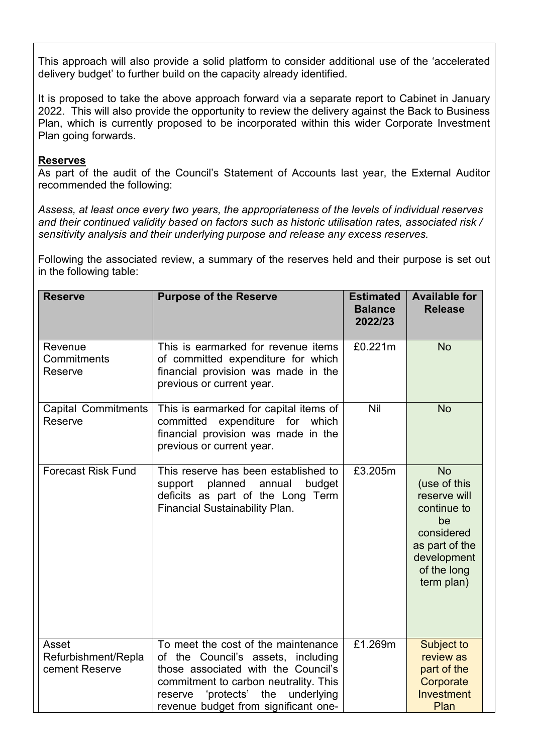This approach will also provide a solid platform to consider additional use of the 'accelerated delivery budget' to further build on the capacity already identified.

It is proposed to take the above approach forward via a separate report to Cabinet in January 2022. This will also provide the opportunity to review the delivery against the Back to Business Plan, which is currently proposed to be incorporated within this wider Corporate Investment Plan going forwards.

**Reserves**

As part of the audit of the Council's Statement of Accounts last year, the External Auditor recommended the following:

*Assess, at least once every two years, the appropriateness of the levels of individual reserves and their continued validity based on factors such as historic utilisation rates, associated risk / sensitivity analysis and their underlying purpose and release any excess reserves.*

Following the associated review, a summary of the reserves held and their purpose is set out in the following table:

| Reserve | Purpose of the Reserve | Estimated Balance 2022/23 | Available for Release |
|---|---|---|---|
| Revenue Commitments Reserve | This is earmarked for revenue items of committed expenditure for which financial provision was made in the previous or current year. | £0.221m | No |
| Capital Commitments Reserve | This is earmarked for capital items of committed expenditure for which financial provision was made in the previous or current year. | Nil | No |
| Forecast Risk Fund | This reserve has been established to support planned annual budget deficits as part of the Long Term Financial Sustainability Plan. | £3.205m | No (use of this reserve will continue to be considered as part of the development of the long term plan) |
| Asset Refurbishment/Replacement Reserve | To meet the cost of the maintenance of the Council's assets, including those associated with the Council's commitment to carbon neutrality. This reserve 'protects' the underlying revenue budget from significant one- | £1.269m | Subject to review as part of the Corporate Investment Plan |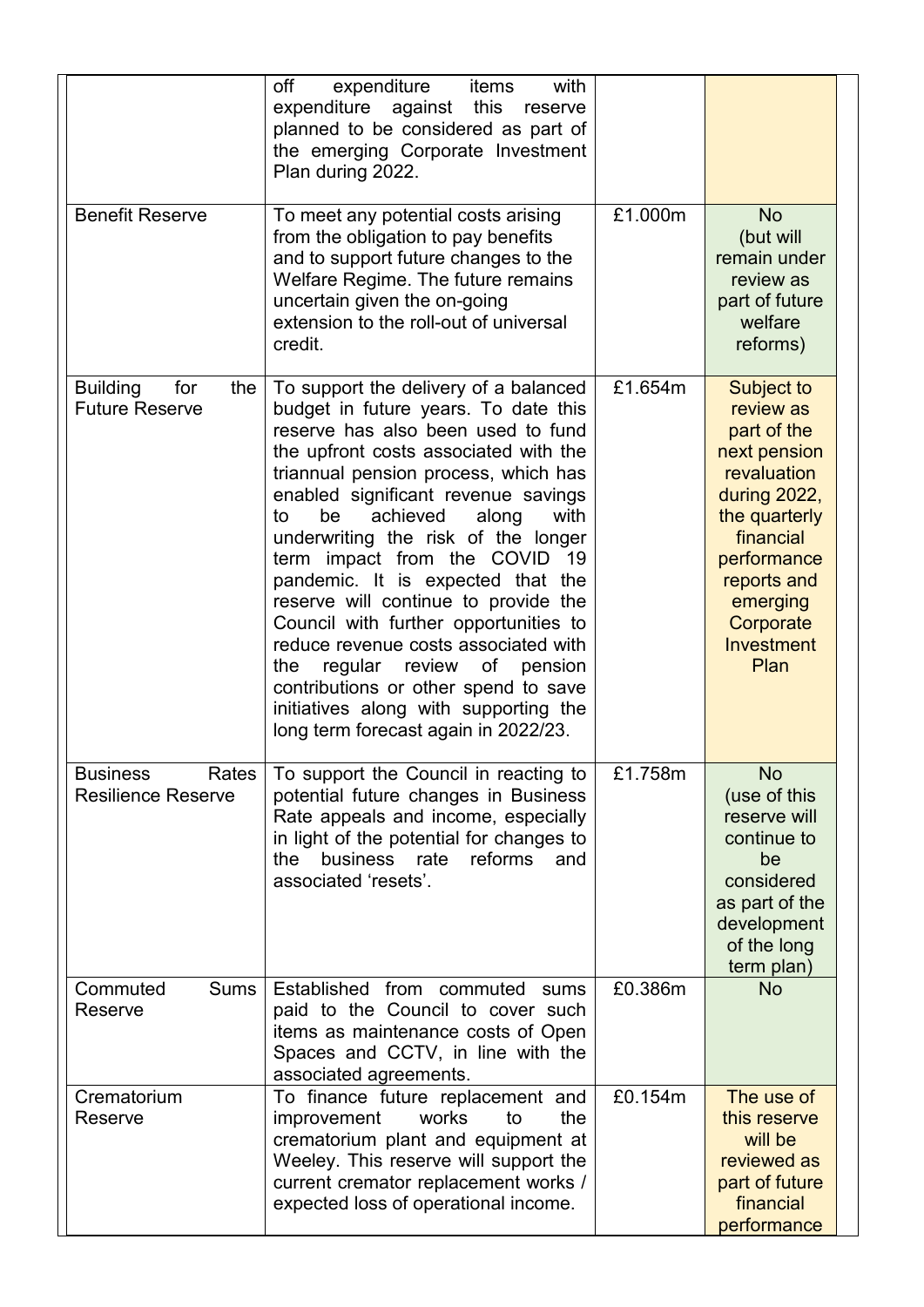| | | | |
|---|---|---|---|
| | off expenditure items with expenditure against this reserve planned to be considered as part of the emerging Corporate Investment Plan during 2022. | | |
| Benefit Reserve | To meet any potential costs arising from the obligation to pay benefits and to support future changes to the Welfare Regime. The future remains uncertain given the on-going extension to the roll-out of universal credit. | £1.000m | No (but will remain under review as part of future welfare reforms) |
| Building for the Future Reserve | To support the delivery of a balanced budget in future years. To date this reserve has also been used to fund the upfront costs associated with the triannual pension process, which has enabled significant revenue savings to be achieved along with underwriting the risk of the longer term impact from the COVID 19 pandemic. It is expected that the reserve will continue to provide the Council with further opportunities to reduce revenue costs associated with the regular review of pension contributions or other spend to save initiatives along with supporting the long term forecast again in 2022/23. | £1.654m | Subject to review as part of the next pension revaluation during 2022, the quarterly financial performance reports and emerging Corporate Investment Plan |
| Business Rates Resilience Reserve | To support the Council in reacting to potential future changes in Business Rate appeals and income, especially in light of the potential for changes to the business rate reforms and associated 'resets'. | £1.758m | No (use of this reserve will continue to be considered as part of the development of the long term plan) |
| Commuted Sums Reserve | Established from commuted sums paid to the Council to cover such items as maintenance costs of Open Spaces and CCTV, in line with the associated agreements. | £0.386m | No |
| Crematorium Reserve | To finance future replacement and improvement works to the crematorium plant and equipment at Weeley. This reserve will support the current cremator replacement works / expected loss of operational income. | £0.154m | The use of this reserve will be reviewed as part of future financial performance |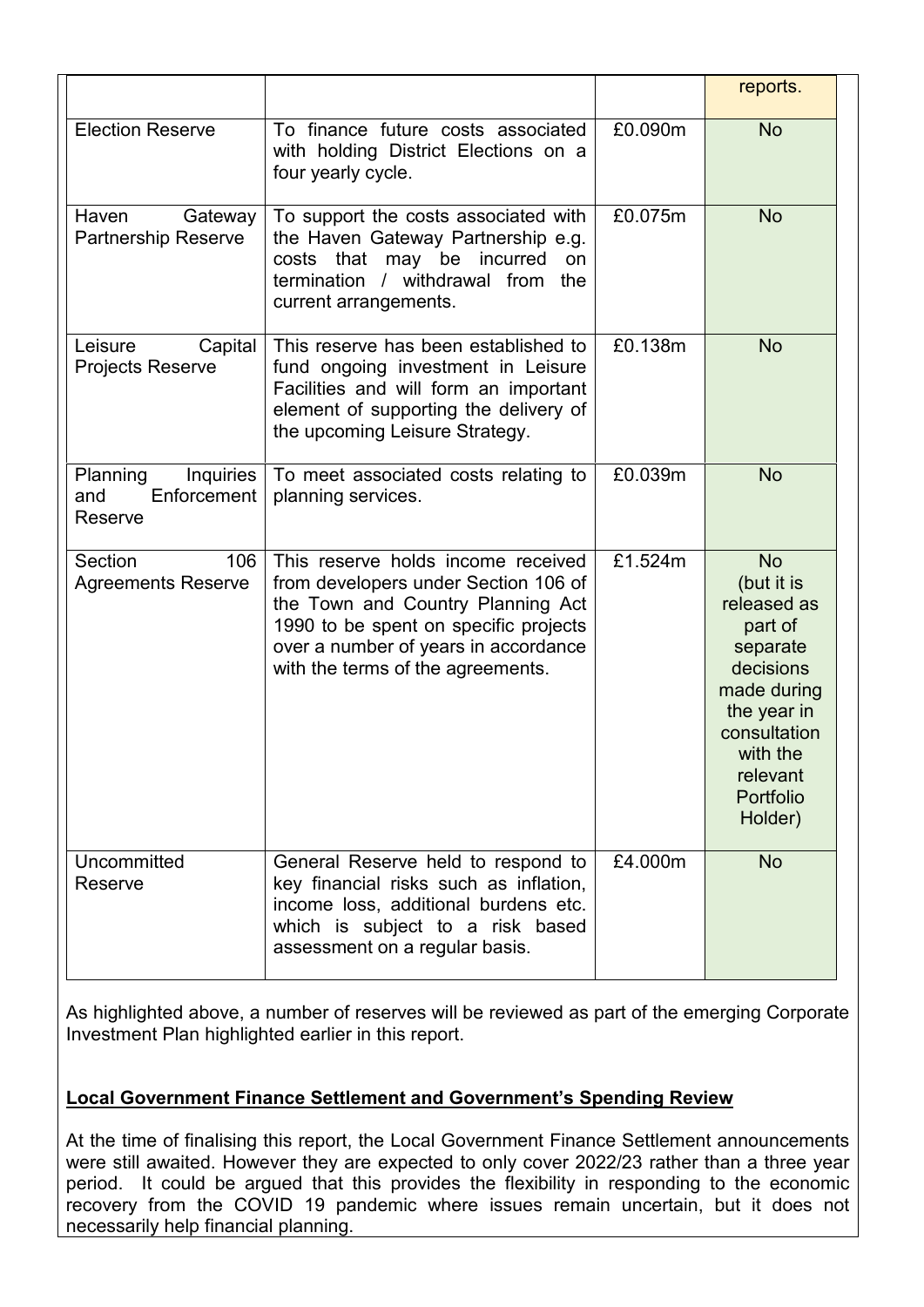| | | | reports. |
|---|---|---|---|
| Election Reserve | To finance future costs associated with holding District Elections on a four yearly cycle. | £0.090m | No |
| Haven Gateway Partnership Reserve | To support the costs associated with the Haven Gateway Partnership e.g. costs that may be incurred on termination / withdrawal from the current arrangements. | £0.075m | No |
| Leisure Capital Projects Reserve | This reserve has been established to fund ongoing investment in Leisure Facilities and will form an important element of supporting the delivery of the upcoming Leisure Strategy. | £0.138m | No |
| Planning Inquiries and Enforcement Reserve | To meet associated costs relating to planning services. | £0.039m | No |
| Section 106 Agreements Reserve | This reserve holds income received from developers under Section 106 of the Town and Country Planning Act 1990 to be spent on specific projects over a number of years in accordance with the terms of the agreements. | £1.524m | No (but it is released as part of separate decisions made during the year in consultation with the relevant Portfolio Holder) |
| Uncommitted Reserve | General Reserve held to respond to key financial risks such as inflation, income loss, additional burdens etc. which is subject to a risk based assessment on a regular basis. | £4.000m | No |

As highlighted above, a number of reserves will be reviewed as part of the emerging Corporate Investment Plan highlighted earlier in this report.

**Local Government Finance Settlement and Government's Spending Review**

At the time of finalising this report, the Local Government Finance Settlement announcements were still awaited. However they are expected to only cover 2022/23 rather than a three year period. It could be argued that this provides the flexibility in responding to the economic recovery from the COVID 19 pandemic where issues remain uncertain, but it does not necessarily help financial planning.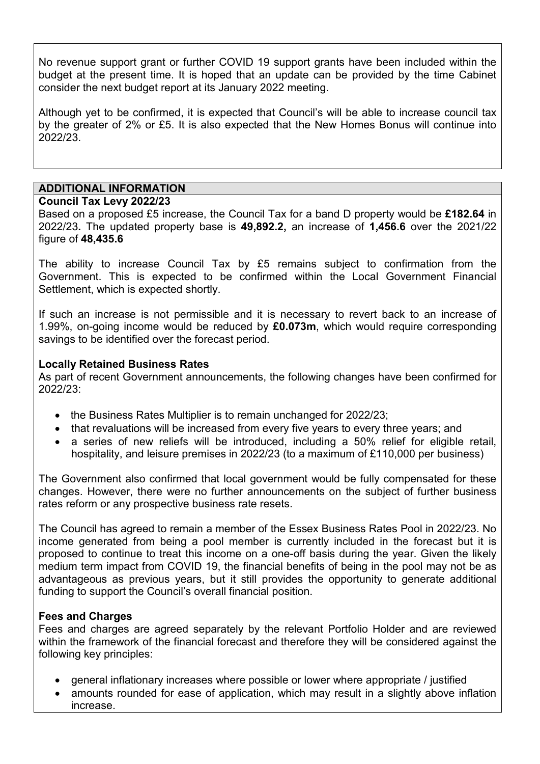No revenue support grant or further COVID 19 support grants have been included within the budget at the present time. It is hoped that an update can be provided by the time Cabinet consider the next budget report at its January 2022 meeting.

Although yet to be confirmed, it is expected that Council's will be able to increase council tax by the greater of 2% or £5. It is also expected that the New Homes Bonus will continue into 2022/23.

## ADDITIONAL INFORMATION

**Council Tax Levy 2022/23**

Based on a proposed £5 increase, the Council Tax for a band D property would be **£182.64** in 2022/23**.** The updated property base is **49,892.2,** an increase of **1,456.6** over the 2021/22 figure of **48,435.6**

The ability to increase Council Tax by £5 remains subject to confirmation from the Government. This is expected to be confirmed within the Local Government Financial Settlement, which is expected shortly.

If such an increase is not permissible and it is necessary to revert back to an increase of 1.99%, on-going income would be reduced by **£0.073m**, which would require corresponding savings to be identified over the forecast period.

**Locally Retained Business Rates**

As part of recent Government announcements, the following changes have been confirmed for 2022/23:

- the Business Rates Multiplier is to remain unchanged for 2022/23;
- that revaluations will be increased from every five years to every three years; and
- a series of new reliefs will be introduced, including a 50% relief for eligible retail, hospitality, and leisure premises in 2022/23 (to a maximum of £110,000 per business)

The Government also confirmed that local government would be fully compensated for these changes. However, there were no further announcements on the subject of further business rates reform or any prospective business rate resets.

The Council has agreed to remain a member of the Essex Business Rates Pool in 2022/23. No income generated from being a pool member is currently included in the forecast but it is proposed to continue to treat this income on a one-off basis during the year. Given the likely medium term impact from COVID 19, the financial benefits of being in the pool may not be as advantageous as previous years, but it still provides the opportunity to generate additional funding to support the Council's overall financial position.

**Fees and Charges**

Fees and charges are agreed separately by the relevant Portfolio Holder and are reviewed within the framework of the financial forecast and therefore they will be considered against the following key principles:

- general inflationary increases where possible or lower where appropriate / justified
- amounts rounded for ease of application, which may result in a slightly above inflation increase.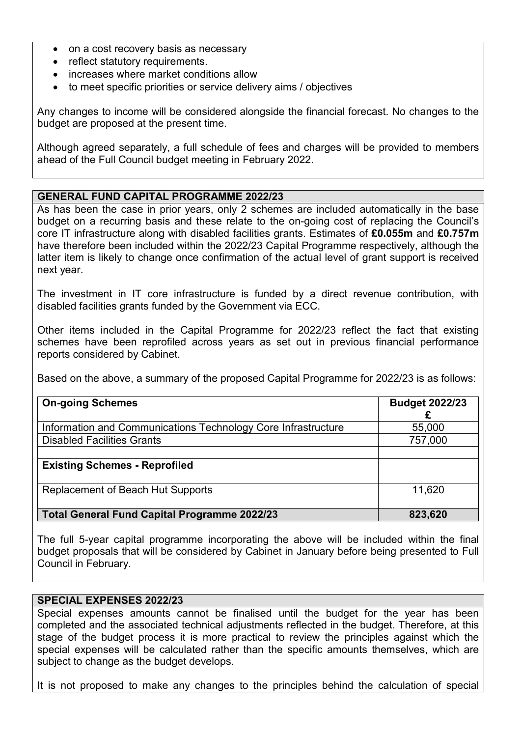- on a cost recovery basis as necessary
- reflect statutory requirements.
- increases where market conditions allow
- to meet specific priorities or service delivery aims / objectives

Any changes to income will be considered alongside the financial forecast. No changes to the budget are proposed at the present time.

Although agreed separately, a full schedule of fees and charges will be provided to members ahead of the Full Council budget meeting in February 2022.

## GENERAL FUND CAPITAL PROGRAMME 2022/23

As has been the case in prior years, only 2 schemes are included automatically in the base budget on a recurring basis and these relate to the on-going cost of replacing the Council's core IT infrastructure along with disabled facilities grants. Estimates of **£0.055m** and **£0.757m** have therefore been included within the 2022/23 Capital Programme respectively, although the latter item is likely to change once confirmation of the actual level of grant support is received next year.

The investment in IT core infrastructure is funded by a direct revenue contribution, with disabled facilities grants funded by the Government via ECC.

Other items included in the Capital Programme for 2022/23 reflect the fact that existing schemes have been reprofiled across years as set out in previous financial performance reports considered by Cabinet.

Based on the above, a summary of the proposed Capital Programme for 2022/23 is as follows:

| **On-going Schemes** | **Budget 2022/23 £** |
|---|---|
| Information and Communications Technology Core Infrastructure | 55,000 |
| Disabled Facilities Grants | 757,000 |
| | |
| **Existing Schemes - Reprofiled** | |
| Replacement of Beach Hut Supports | 11,620 |
| | |
| **Total General Fund Capital Programme 2022/23** | **823,620** |

The full 5-year capital programme incorporating the above will be included within the final budget proposals that will be considered by Cabinet in January before being presented to Full Council in February.

## SPECIAL EXPENSES 2022/23

Special expenses amounts cannot be finalised until the budget for the year has been completed and the associated technical adjustments reflected in the budget. Therefore, at this stage of the budget process it is more practical to review the principles against which the special expenses will be calculated rather than the specific amounts themselves, which are subject to change as the budget develops.

It is not proposed to make any changes to the principles behind the calculation of special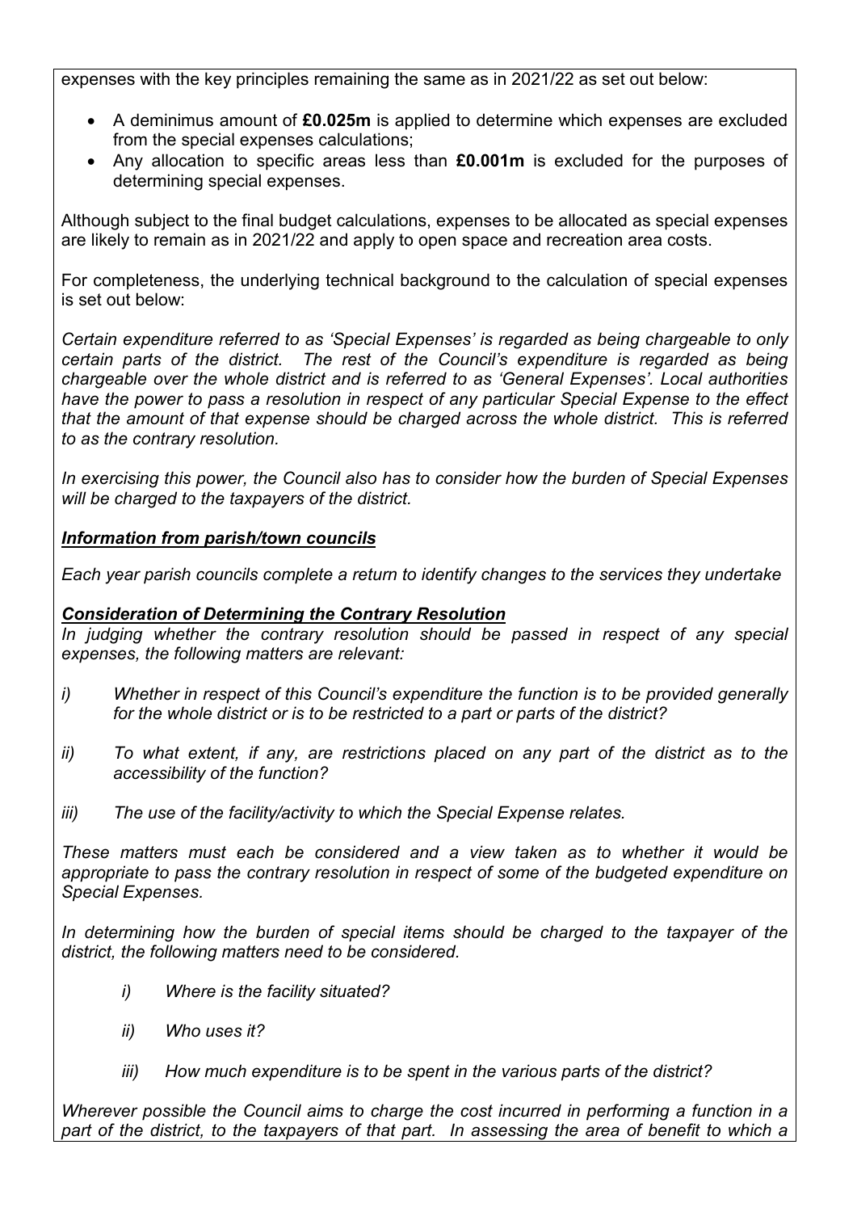expenses with the key principles remaining the same as in 2021/22 as set out below:

- A deminimus amount of **£0.025m** is applied to determine which expenses are excluded from the special expenses calculations;
- Any allocation to specific areas less than **£0.001m** is excluded for the purposes of determining special expenses.

Although subject to the final budget calculations, expenses to be allocated as special expenses are likely to remain as in 2021/22 and apply to open space and recreation area costs.

For completeness, the underlying technical background to the calculation of special expenses is set out below:

*Certain expenditure referred to as 'Special Expenses' is regarded as being chargeable to only certain parts of the district. The rest of the Council's expenditure is regarded as being chargeable over the whole district and is referred to as 'General Expenses'. Local authorities have the power to pass a resolution in respect of any particular Special Expense to the effect that the amount of that expense should be charged across the whole district. This is referred to as the contrary resolution.*

*In exercising this power, the Council also has to consider how the burden of Special Expenses will be charged to the taxpayers of the district.*

***Information from parish/town councils***

*Each year parish councils complete a return to identify changes to the services they undertake*

***Consideration of Determining the Contrary Resolution***

*In judging whether the contrary resolution should be passed in respect of any special expenses, the following matters are relevant:*

*i) Whether in respect of this Council's expenditure the function is to be provided generally for the whole district or is to be restricted to a part or parts of the district?*

*ii) To what extent, if any, are restrictions placed on any part of the district as to the accessibility of the function?*

*iii) The use of the facility/activity to which the Special Expense relates.*

*These matters must each be considered and a view taken as to whether it would be appropriate to pass the contrary resolution in respect of some of the budgeted expenditure on Special Expenses.*

*In determining how the burden of special items should be charged to the taxpayer of the district, the following matters need to be considered.*

*i) Where is the facility situated?*

*ii) Who uses it?*

*iii) How much expenditure is to be spent in the various parts of the district?*

*Wherever possible the Council aims to charge the cost incurred in performing a function in a part of the district, to the taxpayers of that part. In assessing the area of benefit to which a*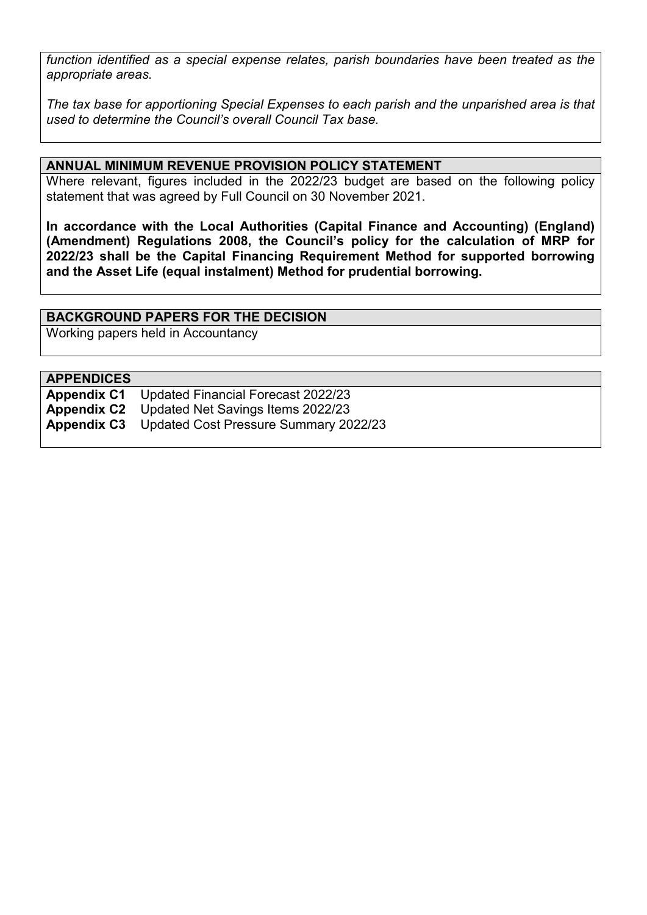*function identified as a special expense relates, parish boundaries have been treated as the appropriate areas.*

*The tax base for apportioning Special Expenses to each parish and the unparished area is that used to determine the Council's overall Council Tax base.*

## ANNUAL MINIMUM REVENUE PROVISION POLICY STATEMENT

Where relevant, figures included in the 2022/23 budget are based on the following policy statement that was agreed by Full Council on 30 November 2021.

**In accordance with the Local Authorities (Capital Finance and Accounting) (England) (Amendment) Regulations 2008, the Council's policy for the calculation of MRP for 2022/23 shall be the Capital Financing Requirement Method for supported borrowing and the Asset Life (equal instalment) Method for prudential borrowing.**

## BACKGROUND PAPERS FOR THE DECISION

Working papers held in Accountancy

## APPENDICES

**Appendix C1** Updated Financial Forecast 2022/23
**Appendix C2** Updated Net Savings Items 2022/23
**Appendix C3** Updated Cost Pressure Summary 2022/23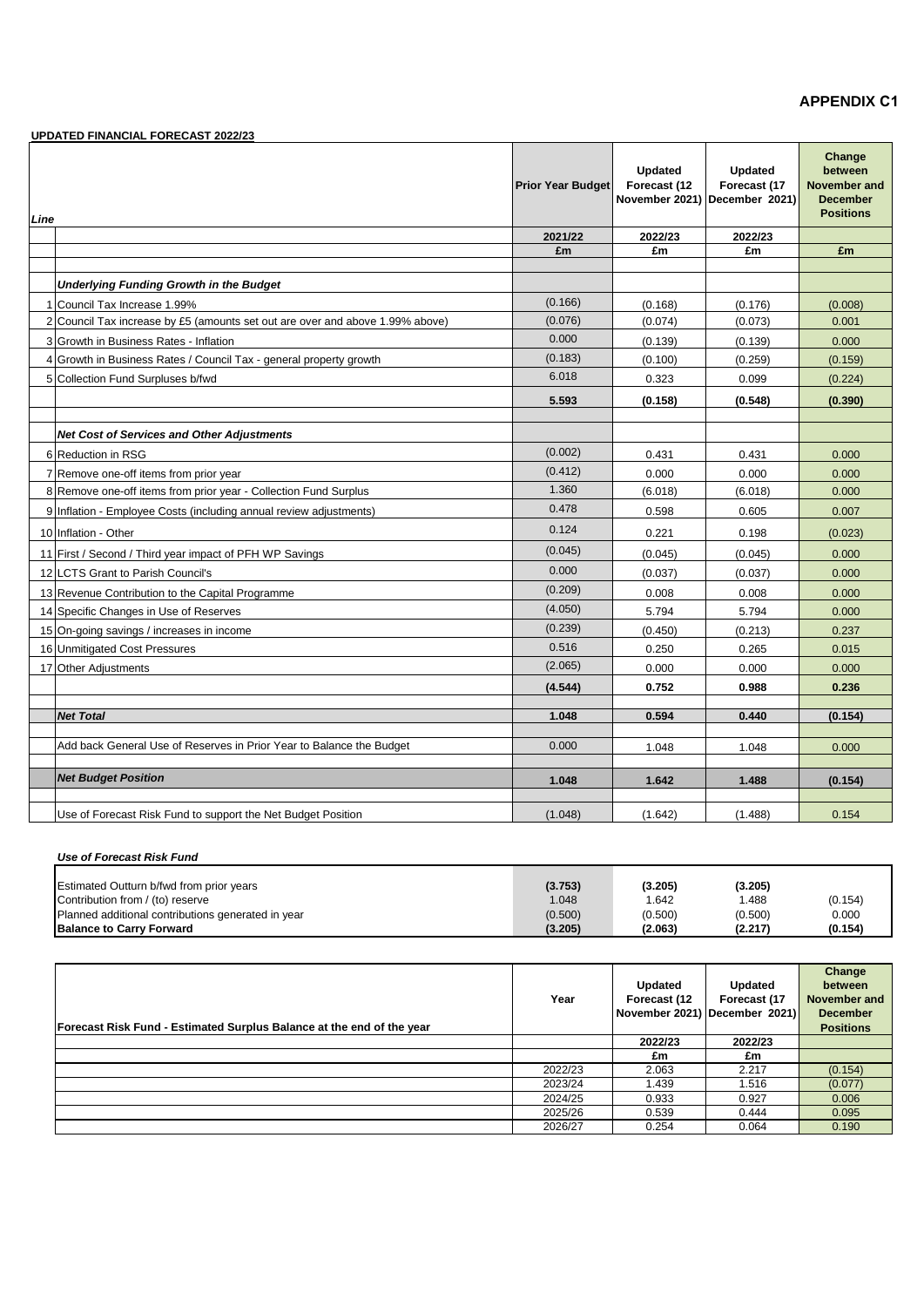# APPENDIX C1

**UPDATED FINANCIAL FORECAST 2022/23**

| Line | | Prior Year Budget | Updated Forecast (12 November 2021) | Updated Forecast (17 December 2021) | Change between November and December Positions |
|---|---|---|---|---|---|
| | | 2021/22 | 2022/23 | 2022/23 | |
| | | £m | £m | £m | £m |
| | ***Underlying Funding Growth in the Budget*** | | | | |
| 1 | Council Tax Increase 1.99% | (0.166) | (0.168) | (0.176) | (0.008) |
| 2 | Council Tax increase by £5 (amounts set out are over and above 1.99% above) | (0.076) | (0.074) | (0.073) | 0.001 |
| 3 | Growth in Business Rates - Inflation | 0.000 | (0.139) | (0.139) | 0.000 |
| 4 | Growth in Business Rates / Council Tax - general property growth | (0.183) | (0.100) | (0.259) | (0.159) |
| 5 | Collection Fund Surpluses b/fwd | 6.018 | 0.323 | 0.099 | (0.224) |
| | | **5.593** | **(0.158)** | **(0.548)** | **(0.390)** |
| | ***Net Cost of Services and Other Adjustments*** | | | | |
| 6 | Reduction in RSG | (0.002) | 0.431 | 0.431 | 0.000 |
| 7 | Remove one-off items from prior year | (0.412) | 0.000 | 0.000 | 0.000 |
| 8 | Remove one-off items from prior year - Collection Fund Surplus | 1.360 | (6.018) | (6.018) | 0.000 |
| 9 | Inflation - Employee Costs (including annual review adjustments) | 0.478 | 0.598 | 0.605 | 0.007 |
| 10 | Inflation - Other | 0.124 | 0.221 | 0.198 | (0.023) |
| 11 | First / Second / Third year impact of PFH WP Savings | (0.045) | (0.045) | (0.045) | 0.000 |
| 12 | LCTS Grant to Parish Council's | 0.000 | (0.037) | (0.037) | 0.000 |
| 13 | Revenue Contribution to the Capital Programme | (0.209) | 0.008 | 0.008 | 0.000 |
| 14 | Specific Changes in Use of Reserves | (4.050) | 5.794 | 5.794 | 0.000 |
| 15 | On-going savings / increases in income | (0.239) | (0.450) | (0.213) | 0.237 |
| 16 | Unmitigated Cost Pressures | 0.516 | 0.250 | 0.265 | 0.015 |
| 17 | Other Adjustments | (2.065) | 0.000 | 0.000 | 0.000 |
| | | **(4.544)** | **0.752** | **0.988** | **0.236** |
| | ***Net Total*** | **1.048** | **0.594** | **0.440** | **(0.154)** |
| | Add back General Use of Reserves in Prior Year to Balance the Budget | 0.000 | 1.048 | 1.048 | 0.000 |
| | ***Net Budget Position*** | **1.048** | **1.642** | **1.488** | **(0.154)** |
| | Use of Forecast Risk Fund to support the Net Budget Position | (1.048) | (1.642) | (1.488) | 0.154 |

***Use of Forecast Risk Fund***

| | | | | |
|---|---|---|---|---|
| Estimated Outturn b/fwd from prior years | **(3.753)** | **(3.205)** | **(3.205)** | |
| Contribution from / (to) reserve | 1.048 | 1.642 | 1.488 | (0.154) |
| Planned additional contributions generated in year | (0.500) | (0.500) | (0.500) | 0.000 |
| **Balance to Carry Forward** | **(3.205)** | **(2.063)** | **(2.217)** | **(0.154)** |

| Forecast Risk Fund - Estimated Surplus Balance at the end of the year | Year | Updated Forecast (12 November 2021) | Updated Forecast (17 December 2021) | Change between November and December Positions |
|---|---|---|---|---|
| | | 2022/23 | 2022/23 | |
| | | £m | £m | |
| | 2022/23 | 2.063 | 2.217 | (0.154) |
| | 2023/24 | 1.439 | 1.516 | (0.077) |
| | 2024/25 | 0.933 | 0.927 | 0.006 |
| | 2025/26 | 0.539 | 0.444 | 0.095 |
| | 2026/27 | 0.254 | 0.064 | 0.190 |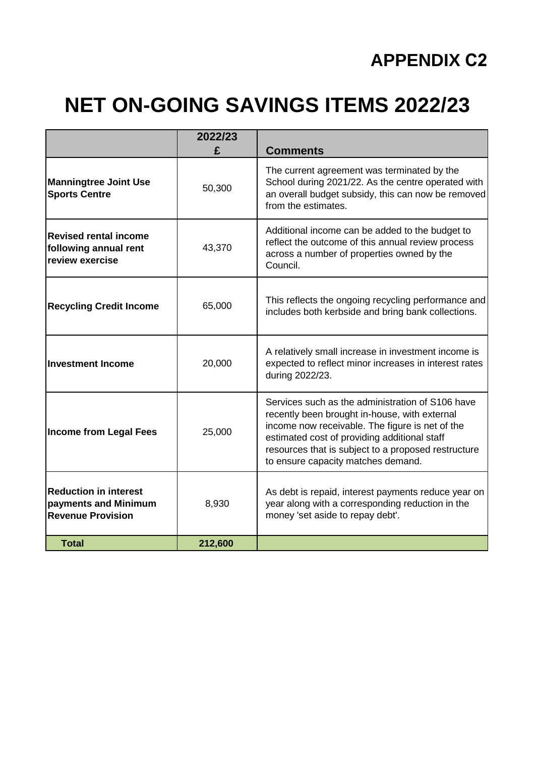# APPENDIX C2

# NET ON-GOING SAVINGS ITEMS 2022/23

| | 2022/23 £ | Comments |
|---|---|---|
| **Manningtree Joint Use Sports Centre** | 50,300 | The current agreement was terminated by the School during 2021/22. As the centre operated with an overall budget subsidy, this can now be removed from the estimates. |
| **Revised rental income following annual rent review exercise** | 43,370 | Additional income can be added to the budget to reflect the outcome of this annual review process across a number of properties owned by the Council. |
| **Recycling Credit Income** | 65,000 | This reflects the ongoing recycling performance and includes both kerbside and bring bank collections. |
| **Investment Income** | 20,000 | A relatively small increase in investment income is expected to reflect minor increases in interest rates during 2022/23. |
| **Income from Legal Fees** | 25,000 | Services such as the administration of S106 have recently been brought in-house, with external income now receivable. The figure is net of the estimated cost of providing additional staff resources that is subject to a proposed restructure to ensure capacity matches demand. |
| **Reduction in interest payments and Minimum Revenue Provision** | 8,930 | As debt is repaid, interest payments reduce year on year along with a corresponding reduction in the money 'set aside to repay debt'. |
| **Total** | **212,600** | |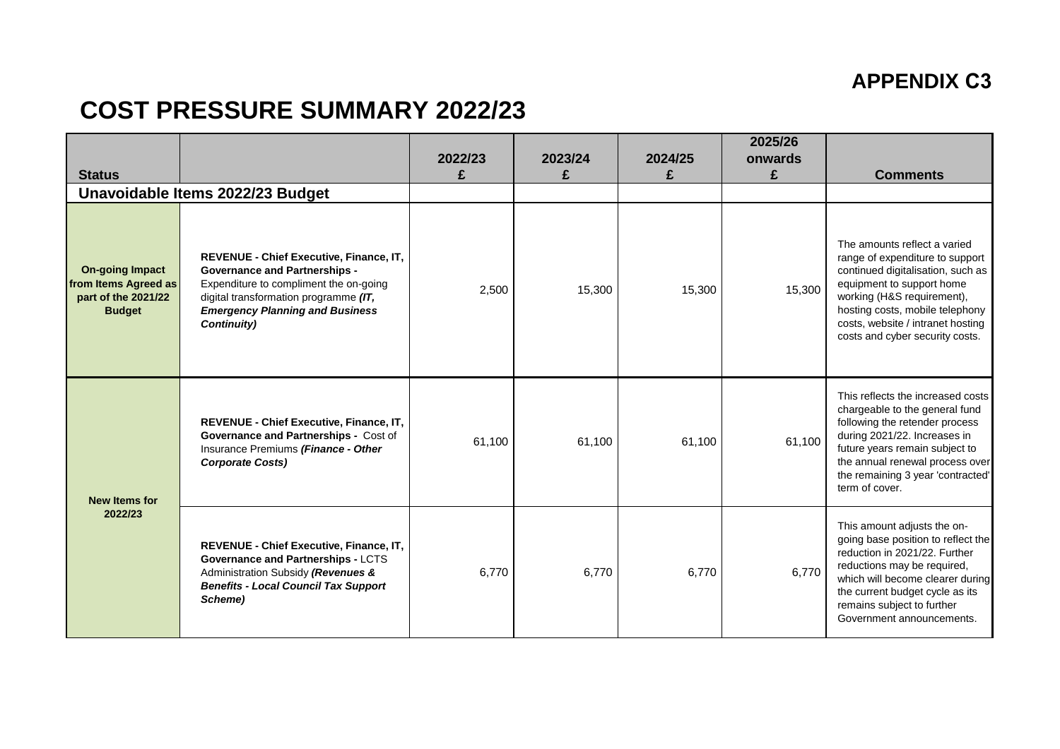**APPENDIX C3**

# COST PRESSURE SUMMARY 2022/23

| Status | | 2022/23 £ | 2023/24 £ | 2024/25 £ | 2025/26 onwards £ | Comments |
|---|---|---|---|---|---|---|
| **Unavoidable Items 2022/23 Budget** | | | | | | |
| **On-going Impact from Items Agreed as part of the 2021/22 Budget** | **REVENUE - Chief Executive, Finance, IT, Governance and Partnerships -** Expenditure to compliment the on-going digital transformation programme ***(IT, Emergency Planning and Business Continuity)*** | 2,500 | 15,300 | 15,300 | 15,300 | The amounts reflect a varied range of expenditure to support continued digitalisation, such as equipment to support home working (H&S requirement), hosting costs, mobile telephony costs, website / intranet hosting costs and cyber security costs. |
| **New Items for 2022/23** | **REVENUE - Chief Executive, Finance, IT, Governance and Partnerships -** Cost of Insurance Premiums ***(Finance - Other Corporate Costs)*** | 61,100 | 61,100 | 61,100 | 61,100 | This reflects the increased costs chargeable to the general fund following the retender process during 2021/22. Increases in future years remain subject to the annual renewal process over the remaining 3 year 'contracted' term of cover. |
| | **REVENUE - Chief Executive, Finance, IT, Governance and Partnerships -** LCTS Administration Subsidy ***(Revenues & Benefits - Local Council Tax Support Scheme)*** | 6,770 | 6,770 | 6,770 | 6,770 | This amount adjusts the on-going base position to reflect the reduction in 2021/22. Further reductions may be required, which will become clearer during the current budget cycle as its remains subject to further Government announcements. |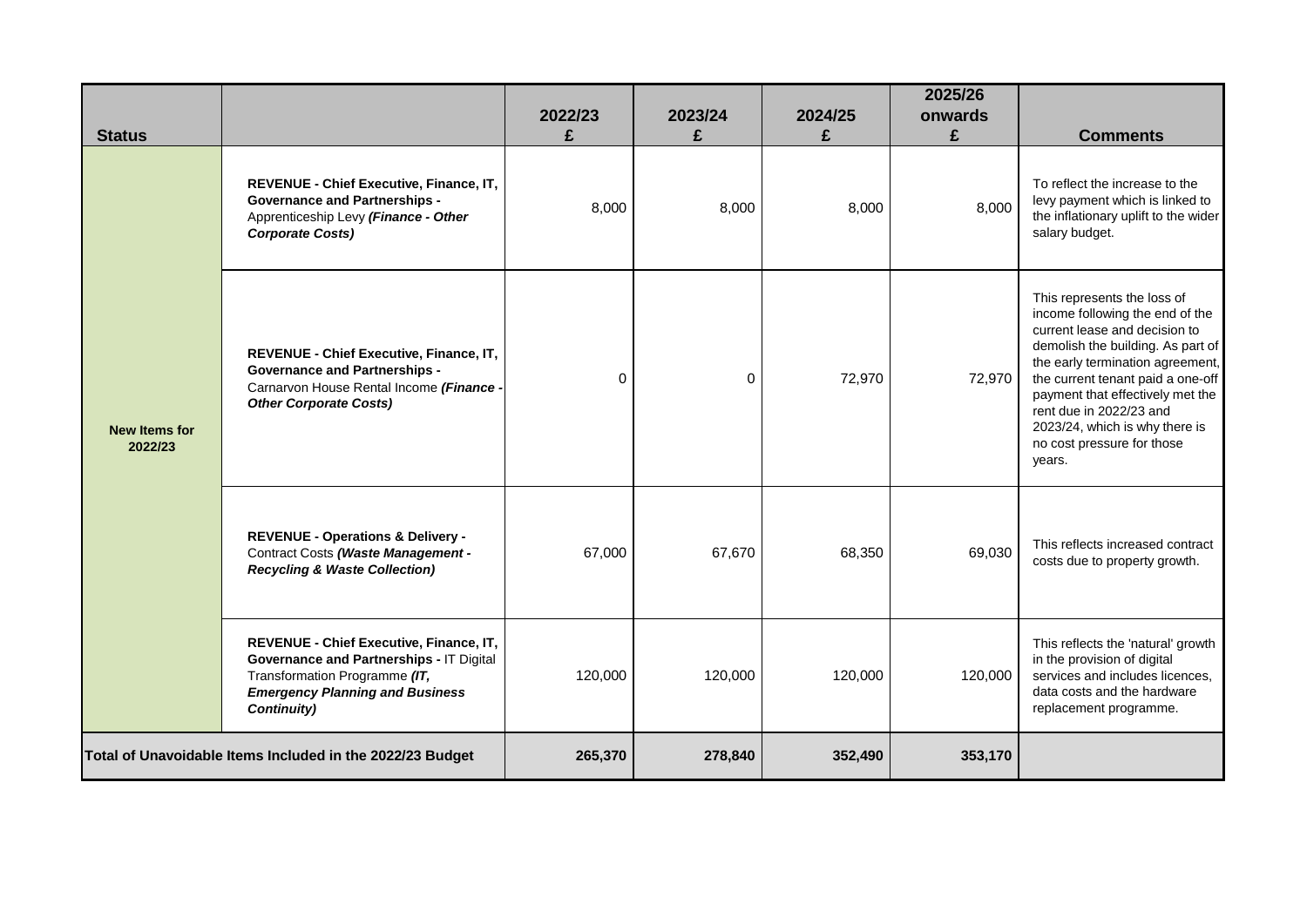| Status | | 2022/23 £ | 2023/24 £ | 2024/25 £ | 2025/26 onwards £ | Comments |
|---|---|---|---|---|---|---|
| New Items for 2022/23 | **REVENUE - Chief Executive, Finance, IT, Governance and Partnerships -** Apprenticeship Levy ***(Finance - Other Corporate Costs)*** | 8,000 | 8,000 | 8,000 | 8,000 | To reflect the increase to the levy payment which is linked to the inflationary uplift to the wider salary budget. |
| | **REVENUE - Chief Executive, Finance, IT, Governance and Partnerships -** Carnarvon House Rental Income ***(Finance - Other Corporate Costs)*** | 0 | 0 | 72,970 | 72,970 | This represents the loss of income following the end of the current lease and decision to demolish the building. As part of the early termination agreement, the current tenant paid a one-off payment that effectively met the rent due in 2022/23 and 2023/24, which is why there is no cost pressure for those years. |
| | **REVENUE - Operations & Delivery -** Contract Costs ***(Waste Management - Recycling & Waste Collection)*** | 67,000 | 67,670 | 68,350 | 69,030 | This reflects increased contract costs due to property growth. |
| | **REVENUE - Chief Executive, Finance, IT, Governance and Partnerships -** IT Digital Transformation Programme ***(IT, Emergency Planning and Business Continuity)*** | 120,000 | 120,000 | 120,000 | 120,000 | This reflects the 'natural' growth in the provision of digital services and includes licences, data costs and the hardware replacement programme. |
| **Total of Unavoidable Items Included in the 2022/23 Budget** | | **265,370** | **278,840** | **352,490** | **353,170** | |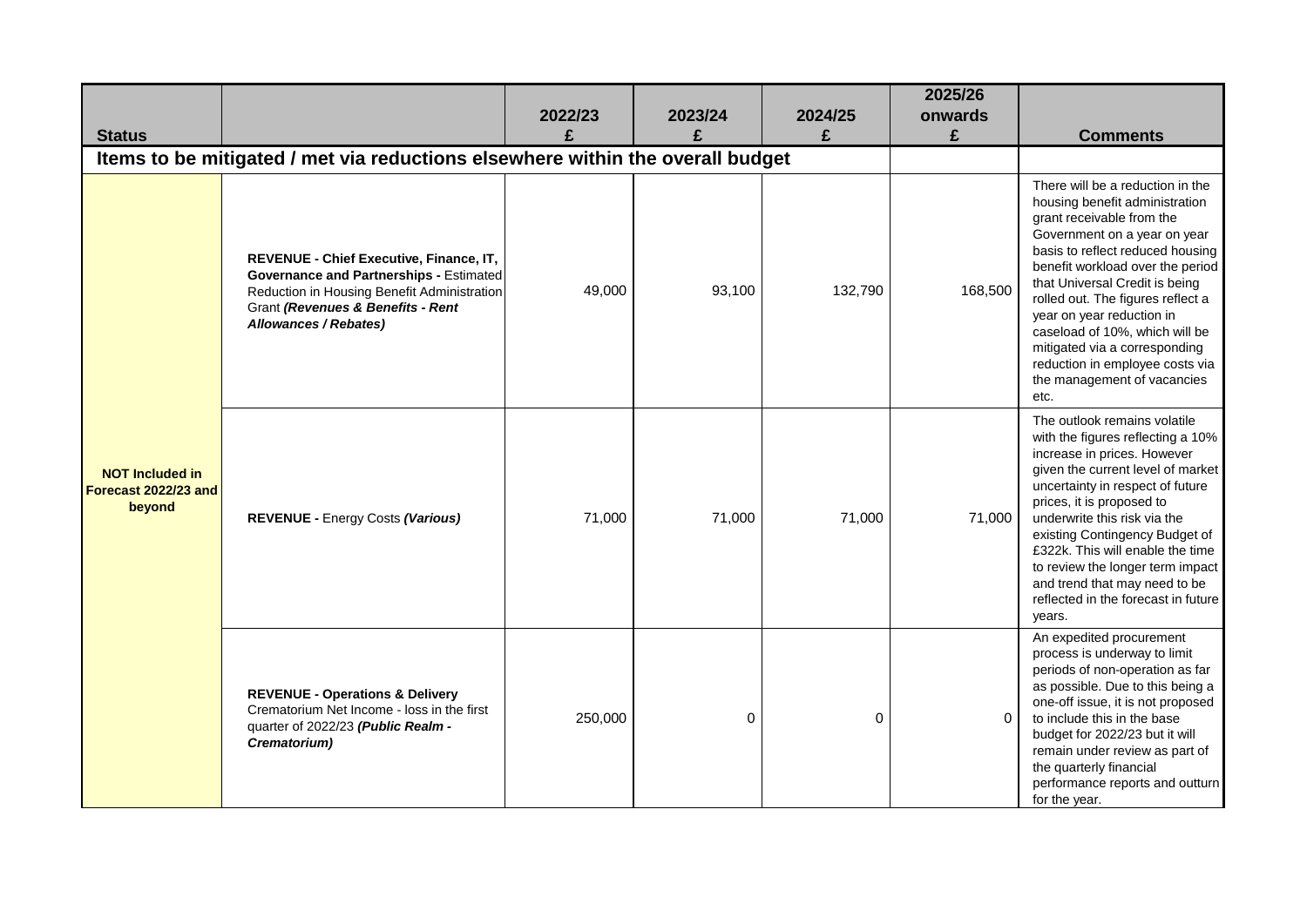| Status | | 2022/23 £ | 2023/24 £ | 2024/25 £ | 2025/26 onwards £ | Comments |
|---|---|---|---|---|---|---|
| **Items to be mitigated / met via reductions elsewhere within the overall budget** | | | | | | |
| **NOT Included in Forecast 2022/23 and beyond** | **REVENUE - Chief Executive, Finance, IT, Governance and Partnerships -** Estimated Reduction in Housing Benefit Administration Grant ***(Revenues & Benefits - Rent Allowances / Rebates)*** | 49,000 | 93,100 | 132,790 | 168,500 | There will be a reduction in the housing benefit administration grant receivable from the Government on a year on year basis to reflect reduced housing benefit workload over the period that Universal Credit is being rolled out. The figures reflect a year on year reduction in caseload of 10%, which will be mitigated via a corresponding reduction in employee costs via the management of vacancies etc. |
| | **REVENUE -** Energy Costs ***(Various)*** | 71,000 | 71,000 | 71,000 | 71,000 | The outlook remains volatile with the figures reflecting a 10% increase in prices. However given the current level of market uncertainty in respect of future prices, it is proposed to underwrite this risk via the existing Contingency Budget of £322k. This will enable the time to review the longer term impact and trend that may need to be reflected in the forecast in future years. |
| | **REVENUE - Operations & Delivery** Crematorium Net Income - loss in the first quarter of 2022/23 ***(Public Realm - Crematorium)*** | 250,000 | 0 | 0 | 0 | An expedited procurement process is underway to limit periods of non-operation as far as possible. Due to this being a one-off issue, it is not proposed to include this in the base budget for 2022/23 but it will remain under review as part of the quarterly financial performance reports and outturn for the year. |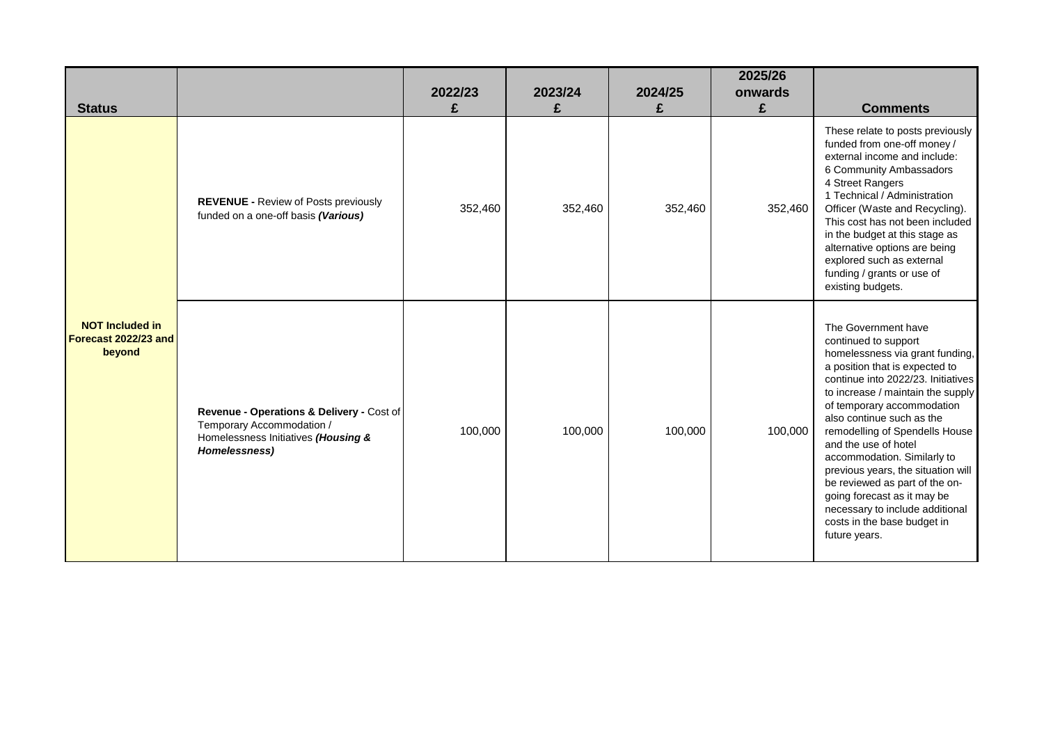| Status | | 2022/23 £ | 2023/24 £ | 2024/25 £ | 2025/26 onwards £ | Comments |
|---|---|---|---|---|---|---|
| **NOT Included in Forecast 2022/23 and beyond** | **REVENUE -** Review of Posts previously funded on a one-off basis ***(Various)*** | 352,460 | 352,460 | 352,460 | 352,460 | These relate to posts previously funded from one-off money / external income and include: 6 Community Ambassadors 4 Street Rangers 1 Technical / Administration Officer (Waste and Recycling). This cost has not been included in the budget at this stage as alternative options are being explored such as external funding / grants or use of existing budgets. |
| | **Revenue - Operations & Delivery -** Cost of Temporary Accommodation / Homelessness Initiatives ***(Housing & Homelessness)*** | 100,000 | 100,000 | 100,000 | 100,000 | The Government have continued to support homelessness via grant funding, a position that is expected to continue into 2022/23. Initiatives to increase / maintain the supply of temporary accommodation also continue such as the remodelling of Spendells House and the use of hotel accommodation. Similarly to previous years, the situation will be reviewed as part of the on-going forecast as it may be necessary to include additional costs in the base budget in future years. |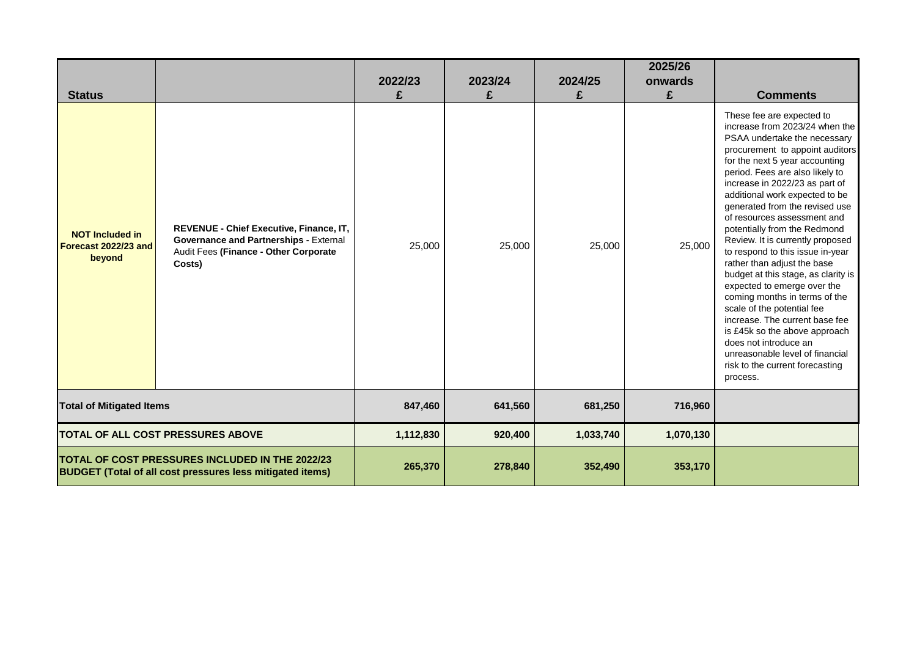| Status | | 2022/23 £ | 2023/24 £ | 2024/25 £ | 2025/26 onwards £ | Comments |
|---|---|---|---|---|---|---|
| **NOT Included in Forecast 2022/23 and beyond** | **REVENUE - Chief Executive, Finance, IT, Governance and Partnerships -** External Audit Fees **(Finance - Other Corporate Costs)** | 25,000 | 25,000 | 25,000 | 25,000 | These fee are expected to increase from 2023/24 when the PSAA undertake the necessary procurement to appoint auditors for the next 5 year accounting period. Fees are also likely to increase in 2022/23 as part of additional work expected to be generated from the revised use of resources assessment and potentially from the Redmond Review. It is currently proposed to respond to this issue in-year rather than adjust the base budget at this stage, as clarity is expected to emerge over the coming months in terms of the scale of the potential fee increase. The current base fee is £45k so the above approach does not introduce an unreasonable level of financial risk to the current forecasting process. |
| **Total of Mitigated Items** | | **847,460** | **641,560** | **681,250** | **716,960** | |
| **TOTAL OF ALL COST PRESSURES ABOVE** | | **1,112,830** | **920,400** | **1,033,740** | **1,070,130** | |
| **TOTAL OF COST PRESSURES INCLUDED IN THE 2022/23 BUDGET (Total of all cost pressures less mitigated items)** | | **265,370** | **278,840** | **352,490** | **353,170** | |